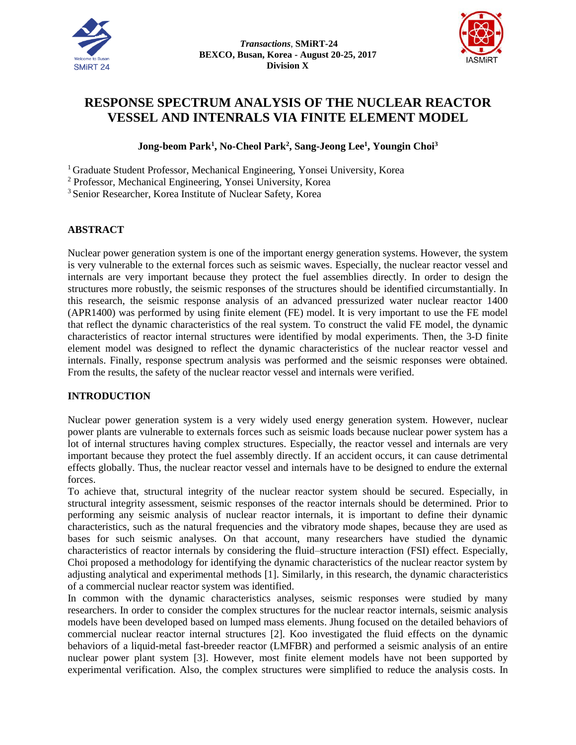# RESPONSE SPECTRUM ANALYSIS OF THE NUCLEAR REACTOR VESSEL AND INTENRALS VIA FINITE ELEMENT MODEL

**Jong-beom Park[1], No-Cheol Park[2], Sang-Jeong Lee[1], Youngin Choi[3]**

[1] Graduate Student Professor, Mechanical Engineering, Yonsei University, Korea
[2] Professor, Mechanical Engineering, Yonsei University, Korea
[3] Senior Researcher, Korea Institute of Nuclear Safety, Korea

## ABSTRACT

Nuclear power generation system is one of the important energy generation systems. However, the system is very vulnerable to the external forces such as seismic waves. Especially, the nuclear reactor vessel and internals are very important because they protect the fuel assemblies directly. In order to design the structures more robustly, the seismic responses of the structures should be identified circumstantially. In this research, the seismic response analysis of an advanced pressurized water nuclear reactor 1400 (APR1400) was performed by using finite element (FE) model. It is very important to use the FE model that reflect the dynamic characteristics of the real system. To construct the valid FE model, the dynamic characteristics of reactor internal structures were identified by modal experiments. Then, the 3-D finite element model was designed to reflect the dynamic characteristics of the nuclear reactor vessel and internals. Finally, response spectrum analysis was performed and the seismic responses were obtained. From the results, the safety of the nuclear reactor vessel and internals were verified.

## INTRODUCTION

Nuclear power generation system is a very widely used energy generation system. However, nuclear power plants are vulnerable to externals forces such as seismic loads because nuclear power system has a lot of internal structures having complex structures. Especially, the reactor vessel and internals are very important because they protect the fuel assembly directly. If an accident occurs, it can cause detrimental effects globally. Thus, the nuclear reactor vessel and internals have to be designed to endure the external forces.

To achieve that, structural integrity of the nuclear reactor system should be secured. Especially, in structural integrity assessment, seismic responses of the reactor internals should be determined. Prior to performing any seismic analysis of nuclear reactor internals, it is important to define their dynamic characteristics, such as the natural frequencies and the vibratory mode shapes, because they are used as bases for such seismic analyses. On that account, many researchers have studied the dynamic characteristics of reactor internals by considering the fluid–structure interaction (FSI) effect. Especially, Choi proposed a methodology for identifying the dynamic characteristics of the nuclear reactor system by adjusting analytical and experimental methods [1]. Similarly, in this research, the dynamic characteristics of a commercial nuclear reactor system was identified.

In common with the dynamic characteristics analyses, seismic responses were studied by many researchers. In order to consider the complex structures for the nuclear reactor internals, seismic analysis models have been developed based on lumped mass elements. Jhung focused on the detailed behaviors of commercial nuclear reactor internal structures [2]. Koo investigated the fluid effects on the dynamic behaviors of a liquid-metal fast-breeder reactor (LMFBR) and performed a seismic analysis of an entire nuclear power plant system [3]. However, most finite element models have not been supported by experimental verification. Also, the complex structures were simplified to reduce the analysis costs. In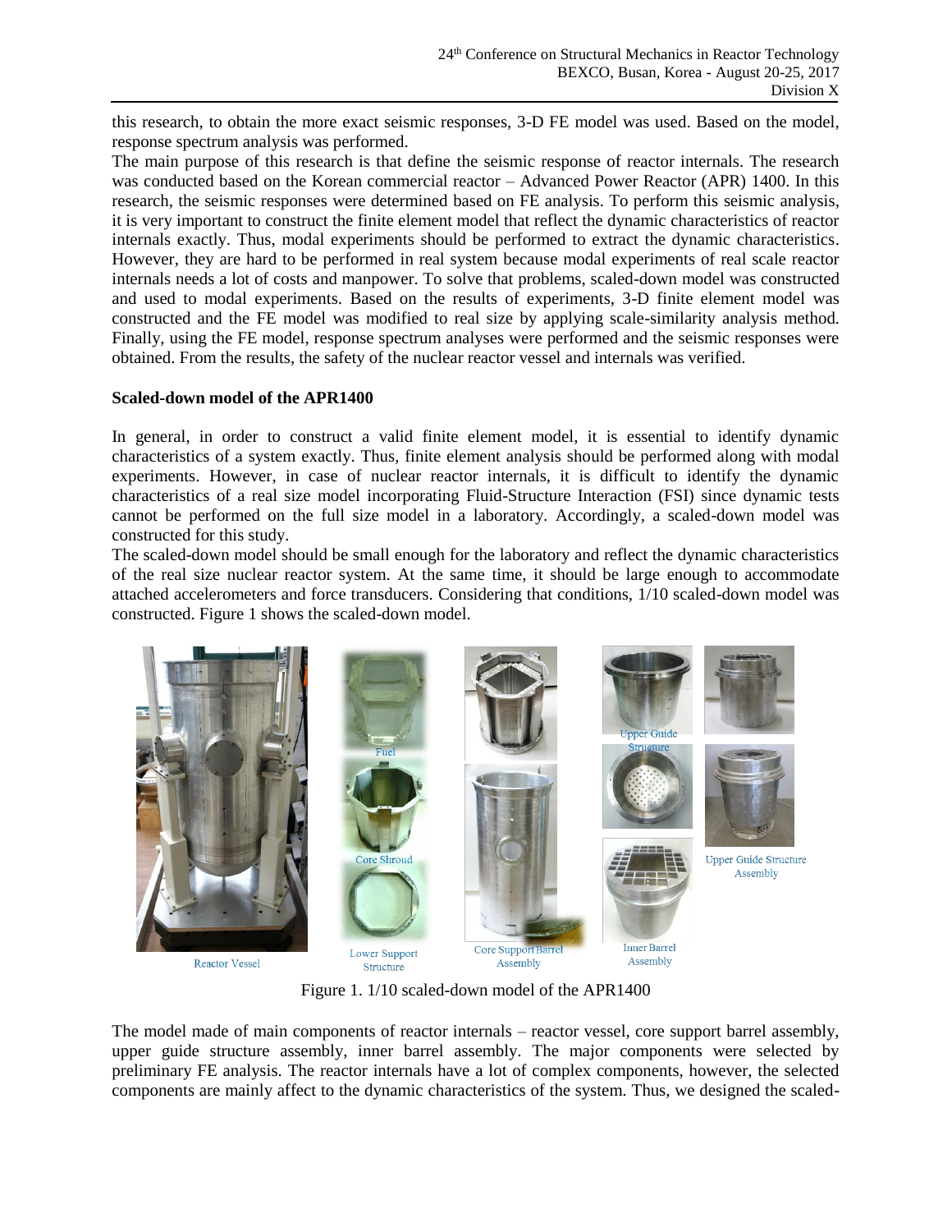this research, to obtain the more exact seismic responses, 3-D FE model was used. Based on the model, response spectrum analysis was performed.

The main purpose of this research is that define the seismic response of reactor internals. The research was conducted based on the Korean commercial reactor – Advanced Power Reactor (APR) 1400. In this research, the seismic responses were determined based on FE analysis. To perform this seismic analysis, it is very important to construct the finite element model that reflect the dynamic characteristics of reactor internals exactly. Thus, modal experiments should be performed to extract the dynamic characteristics. However, they are hard to be performed in real system because modal experiments of real scale reactor internals needs a lot of costs and manpower. To solve that problems, scaled-down model was constructed and used to modal experiments. Based on the results of experiments, 3-D finite element model was constructed and the FE model was modified to real size by applying scale-similarity analysis method. Finally, using the FE model, response spectrum analyses were performed and the seismic responses were obtained. From the results, the safety of the nuclear reactor vessel and internals was verified.

## Scaled-down model of the APR1400

In general, in order to construct a valid finite element model, it is essential to identify dynamic characteristics of a system exactly. Thus, finite element analysis should be performed along with modal experiments. However, in case of nuclear reactor internals, it is difficult to identify the dynamic characteristics of a real size model incorporating Fluid-Structure Interaction (FSI) since dynamic tests cannot be performed on the full size model in a laboratory. Accordingly, a scaled-down model was constructed for this study.

The scaled-down model should be small enough for the laboratory and reflect the dynamic characteristics of the real size nuclear reactor system. At the same time, it should be large enough to accommodate attached accelerometers and force transducers. Considering that conditions, 1/10 scaled-down model was constructed. Figure 1 shows the scaled-down model.

Reactor Vessel, Fuel, Core Shroud, Lower Support Structure, Core Support Barrel Assembly, Upper Guide Structure, Inner Barrel Assembly, Upper Guide Structure Assembly

Figure 1. 1/10 scaled-down model of the APR1400

The model made of main components of reactor internals – reactor vessel, core support barrel assembly, upper guide structure assembly, inner barrel assembly. The major components were selected by preliminary FE analysis. The reactor internals have a lot of complex components, however, the selected components are mainly affect to the dynamic characteristics of the system. Thus, we designed the scaled-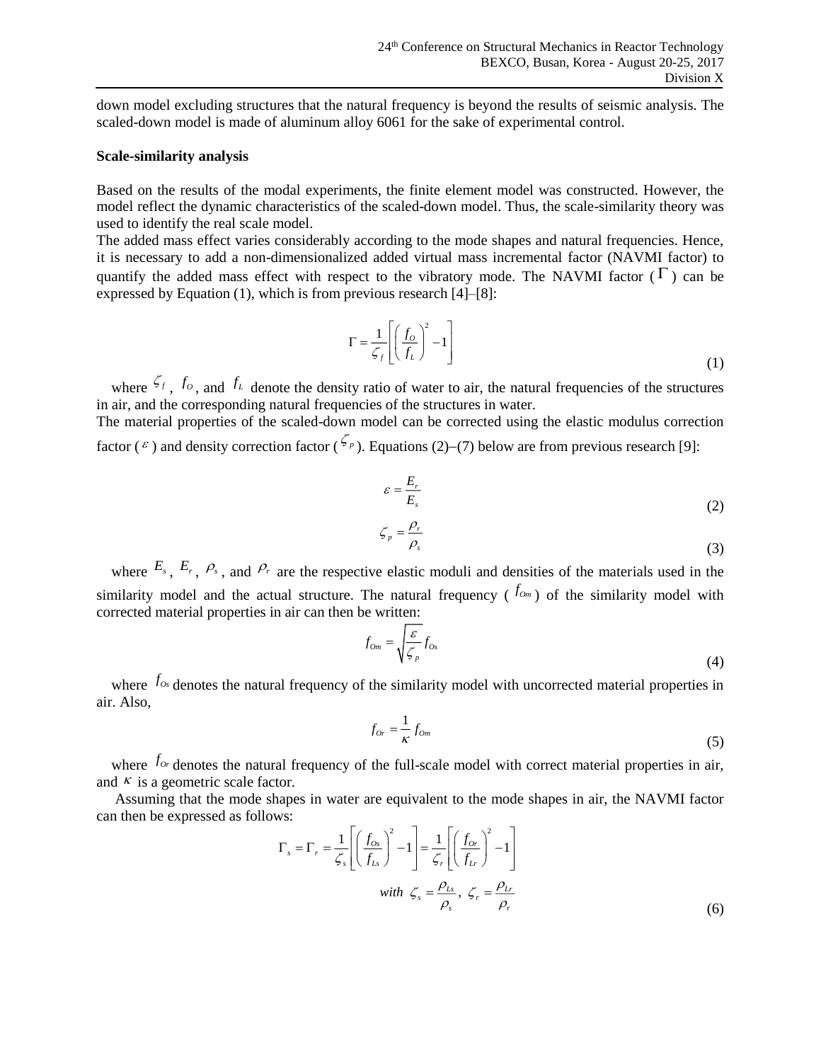down model excluding structures that the natural frequency is beyond the results of seismic analysis. The scaled-down model is made of aluminum alloy 6061 for the sake of experimental control.

**Scale-similarity analysis**

Based on the results of the modal experiments, the finite element model was constructed. However, the model reflect the dynamic characteristics of the scaled-down model. Thus, the scale-similarity theory was used to identify the real scale model.

The added mass effect varies considerably according to the mode shapes and natural frequencies. Hence, it is necessary to add a non-dimensionalized added virtual mass incremental factor (NAVMI factor) to quantify the added mass effect with respect to the vibratory mode. The NAVMI factor ($\Gamma$) can be expressed by Equation (1), which is from previous research [4]–[8]:

$$\Gamma = \frac{1}{\zeta_f}\left[\left(\frac{f_O}{f_L}\right)^2 - 1\right] \tag{1}$$

where $\zeta_f$, $f_O$, and $f_L$ denote the density ratio of water to air, the natural frequencies of the structures in air, and the corresponding natural frequencies of the structures in water.

The material properties of the scaled-down model can be corrected using the elastic modulus correction factor ($\varepsilon$) and density correction factor ($\zeta_p$). Equations (2)–(7) below are from previous research [9]:

$$\varepsilon = \frac{E_r}{E_s} \tag{2}$$

$$\zeta_p = \frac{\rho_r}{\rho_s} \tag{3}$$

where $E_s$, $E_r$, $\rho_s$, and $\rho_r$ are the respective elastic moduli and densities of the materials used in the similarity model and the actual structure. The natural frequency ($f_{Om}$) of the similarity model with corrected material properties in air can then be written:

$$f_{Om} = \sqrt{\frac{\varepsilon}{\zeta_p}} f_{Os} \tag{4}$$

where $f_{Os}$ denotes the natural frequency of the similarity model with uncorrected material properties in air. Also,

$$f_{Or} = \frac{1}{\kappa} f_{Om} \tag{5}$$

where $f_{Or}$ denotes the natural frequency of the full-scale model with correct material properties in air, and $\kappa$ is a geometric scale factor.

Assuming that the mode shapes in water are equivalent to the mode shapes in air, the NAVMI factor can then be expressed as follows:

$$\Gamma_s = \Gamma_r = \frac{1}{\zeta_s}\left[\left(\frac{f_{Os}}{f_{Ls}}\right)^2 - 1\right] = \frac{1}{\zeta_r}\left[\left(\frac{f_{Or}}{f_{Lr}}\right)^2 - 1\right]$$
$$with\ \ \zeta_s = \frac{\rho_{Ls}}{\rho_s},\ \ \zeta_r = \frac{\rho_{Lr}}{\rho_r} \tag{6}$$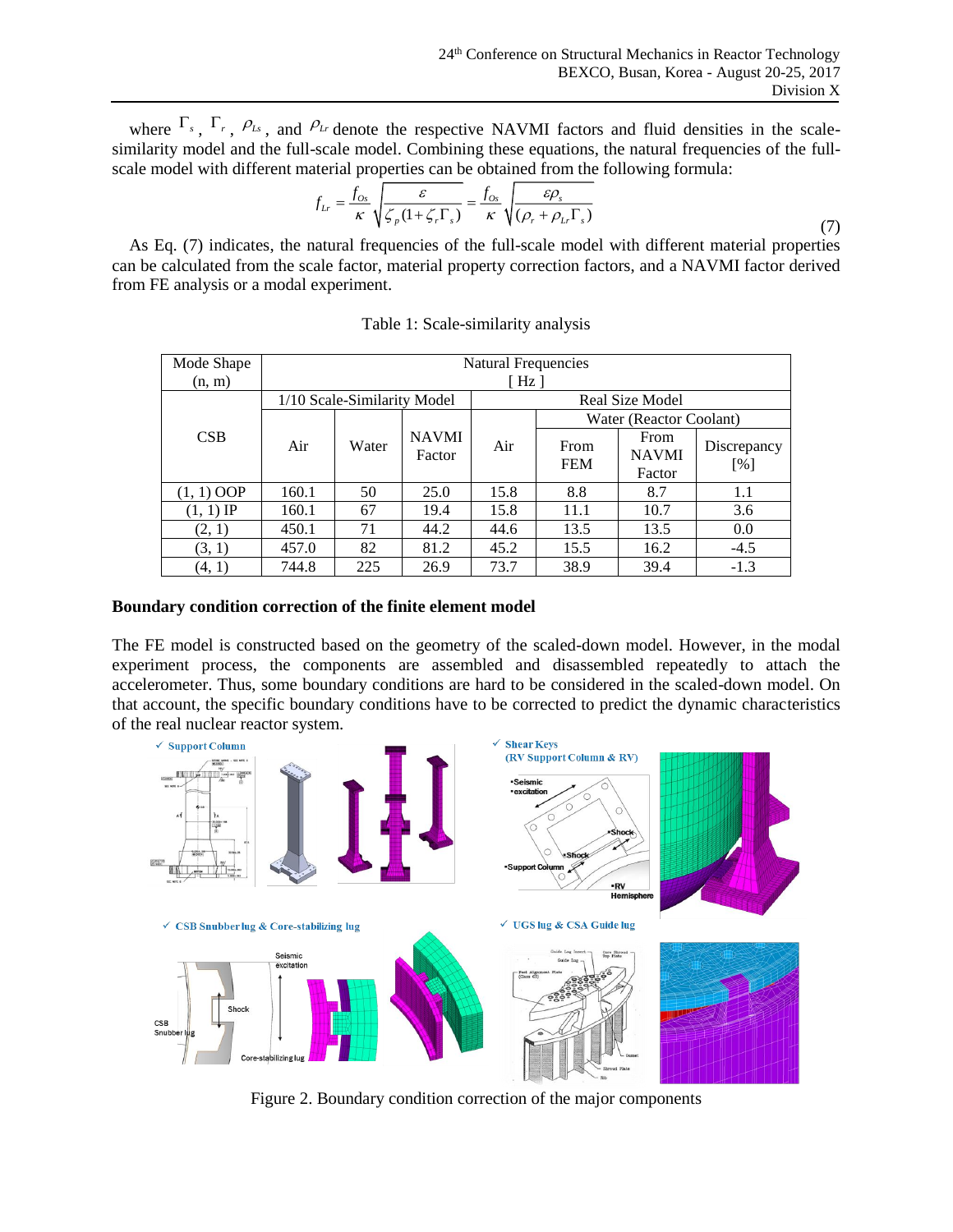where $\Gamma_s$, $\Gamma_r$, $\rho_{Ls}$, and $\rho_{Lr}$ denote the respective NAVMI factors and fluid densities in the scale-similarity model and the full-scale model. Combining these equations, the natural frequencies of the full-scale model with different material properties can be obtained from the following formula:

$$f_{Lr} = \frac{f_{Os}}{\kappa}\sqrt{\frac{\varepsilon}{\zeta_p(1+\zeta_r\Gamma_s)}} = \frac{f_{Os}}{\kappa}\sqrt{\frac{\varepsilon\rho_s}{(\rho_r+\rho_{Lr}\Gamma_s)}} \tag{7}$$

As Eq. (7) indicates, the natural frequencies of the full-scale model with different material properties can be calculated from the scale factor, material property correction factors, and a NAVMI factor derived from FE analysis or a modal experiment.

Table 1: Scale-similarity analysis

| Mode Shape (n, m) | Natural Frequencies [ Hz ] | | | | | | |
|---|---|---|---|---|---|---|---|
| CSB | 1/10 Scale-Similarity Model | | | Real Size Model | | | |
| | | | | | Water (Reactor Coolant) | | |
| | Air | Water | NAVMI Factor | Air | From FEM | From NAVMI Factor | Discrepancy [%] |
| (1, 1) OOP | 160.1 | 50 | 25.0 | 15.8 | 8.8 | 8.7 | 1.1 |
| (1, 1) IP | 160.1 | 67 | 19.4 | 15.8 | 11.1 | 10.7 | 3.6 |
| (2, 1) | 450.1 | 71 | 44.2 | 44.6 | 13.5 | 13.5 | 0.0 |
| (3, 1) | 457.0 | 82 | 81.2 | 45.2 | 15.5 | 16.2 | -4.5 |
| (4, 1) | 744.8 | 225 | 26.9 | 73.7 | 38.9 | 39.4 | -1.3 |

**Boundary condition correction of the finite element model**

The FE model is constructed based on the geometry of the scaled-down model. However, in the modal experiment process, the components are assembled and disassembled repeatedly to attach the accelerometer. Thus, some boundary conditions are hard to be considered in the scaled-down model. On that account, the specific boundary conditions have to be corrected to predict the dynamic characteristics of the real nuclear reactor system.

Figure 2. Boundary condition correction of the major components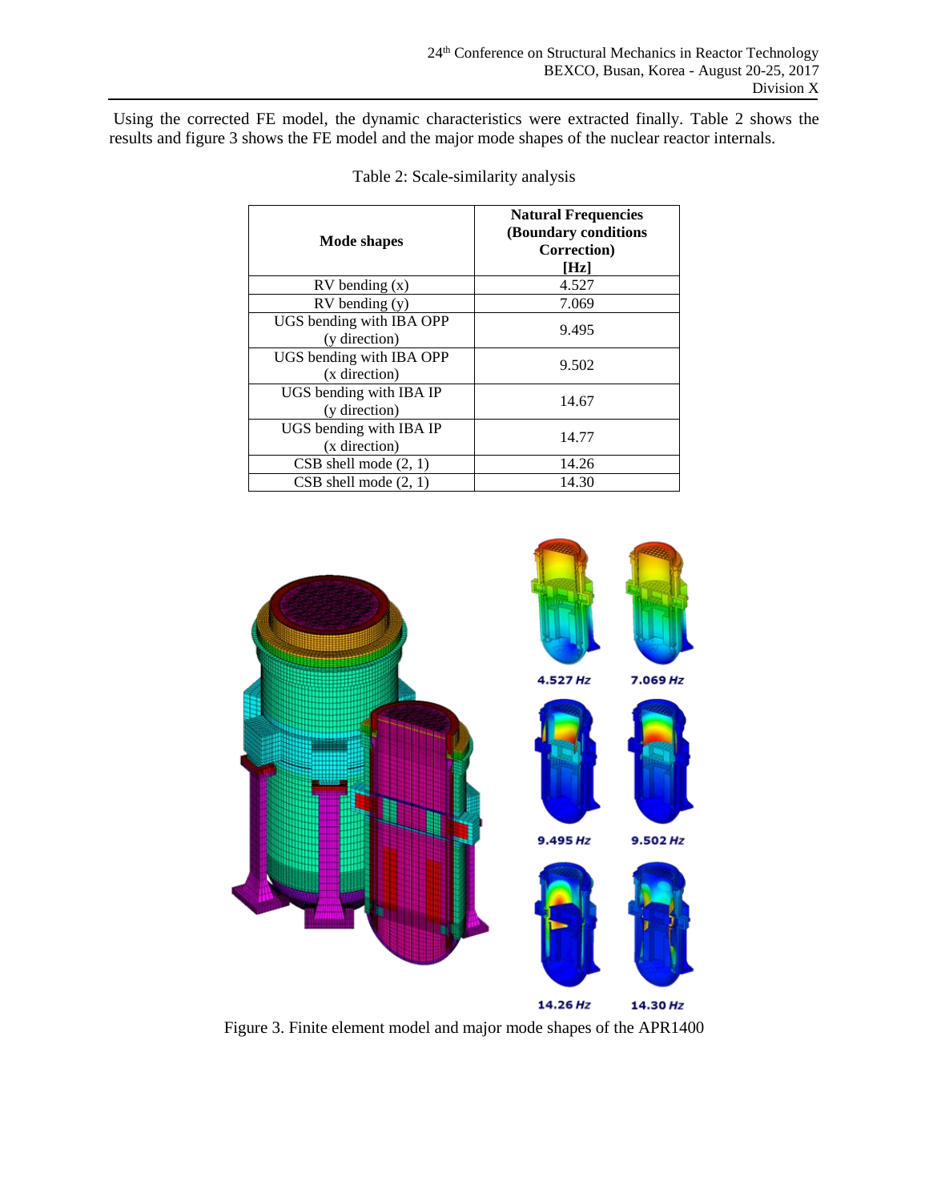Using the corrected FE model, the dynamic characteristics were extracted finally. Table 2 shows the results and figure 3 shows the FE model and the major mode shapes of the nuclear reactor internals.

Table 2: Scale-similarity analysis

| Mode shapes | Natural Frequencies (Boundary conditions Correction) [Hz] |
|---|---|
| RV bending (x) | 4.527 |
| RV bending (y) | 7.069 |
| UGS bending with IBA OPP (y direction) | 9.495 |
| UGS bending with IBA OPP (x direction) | 9.502 |
| UGS bending with IBA IP (y direction) | 14.67 |
| UGS bending with IBA IP (x direction) | 14.77 |
| CSB shell mode (2, 1) | 14.26 |
| CSB shell mode (2, 1) | 14.30 |

4.527 Hz 7.069 Hz

9.495 Hz 9.502 Hz

14.26 Hz 14.30 Hz

Figure 3. Finite element model and major mode shapes of the APR1400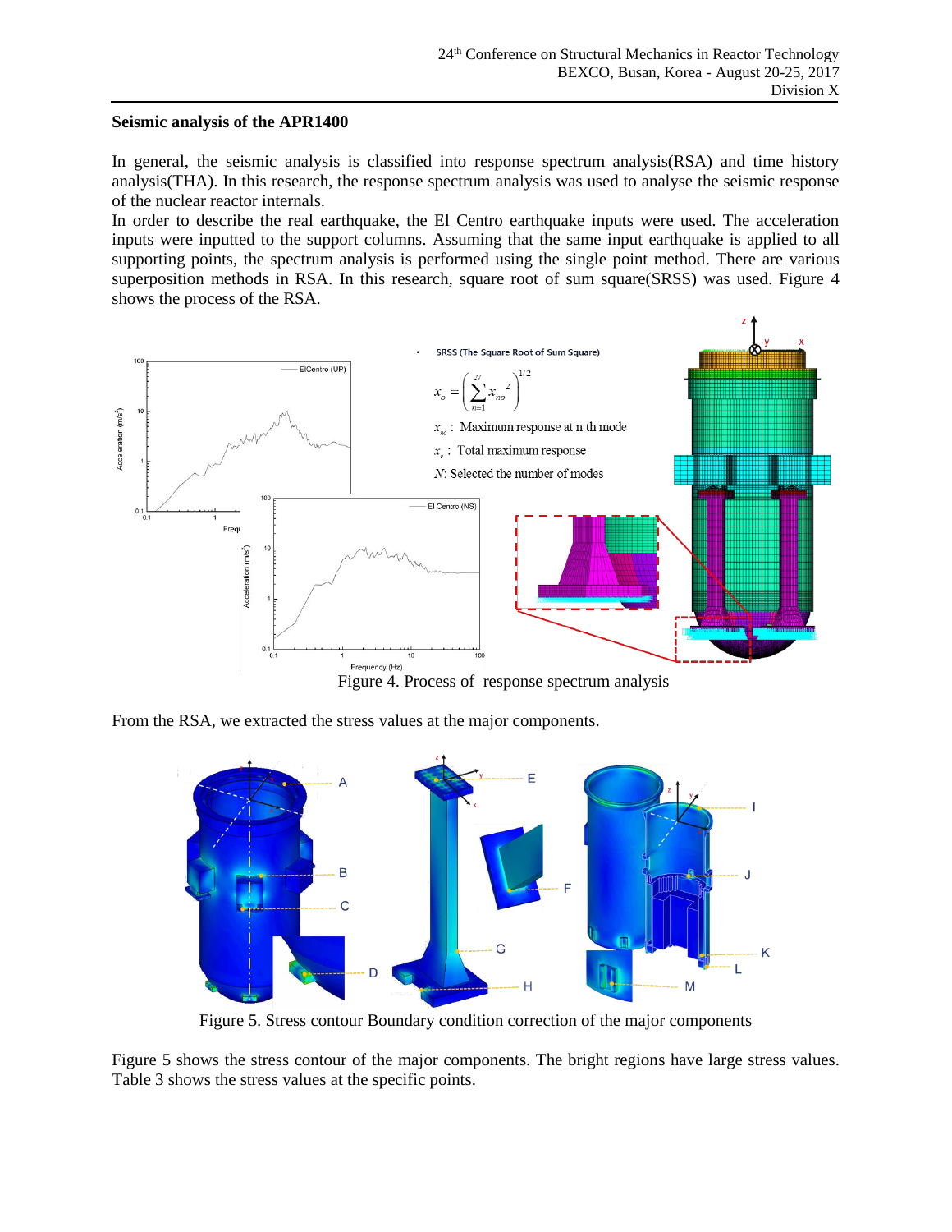**Seismic analysis of the APR1400**

In general, the seismic analysis is classified into response spectrum analysis(RSA) and time history analysis(THA). In this research, the response spectrum analysis was used to analyse the seismic response of the nuclear reactor internals.

In order to describe the real earthquake, the El Centro earthquake inputs were used. The acceleration inputs were inputted to the support columns. Assuming that the same input earthquake is applied to all supporting points, the spectrum analysis is performed using the single point method. There are various superposition methods in RSA. In this research, square root of sum square(SRSS) was used. Figure 4 shows the process of the RSA.

Figure 4. Process of response spectrum analysis

From the RSA, we extracted the stress values at the major components.

Figure 5. Stress contour Boundary condition correction of the major components

Figure 5 shows the stress contour of the major components. The bright regions have large stress values. Table 3 shows the stress values at the specific points.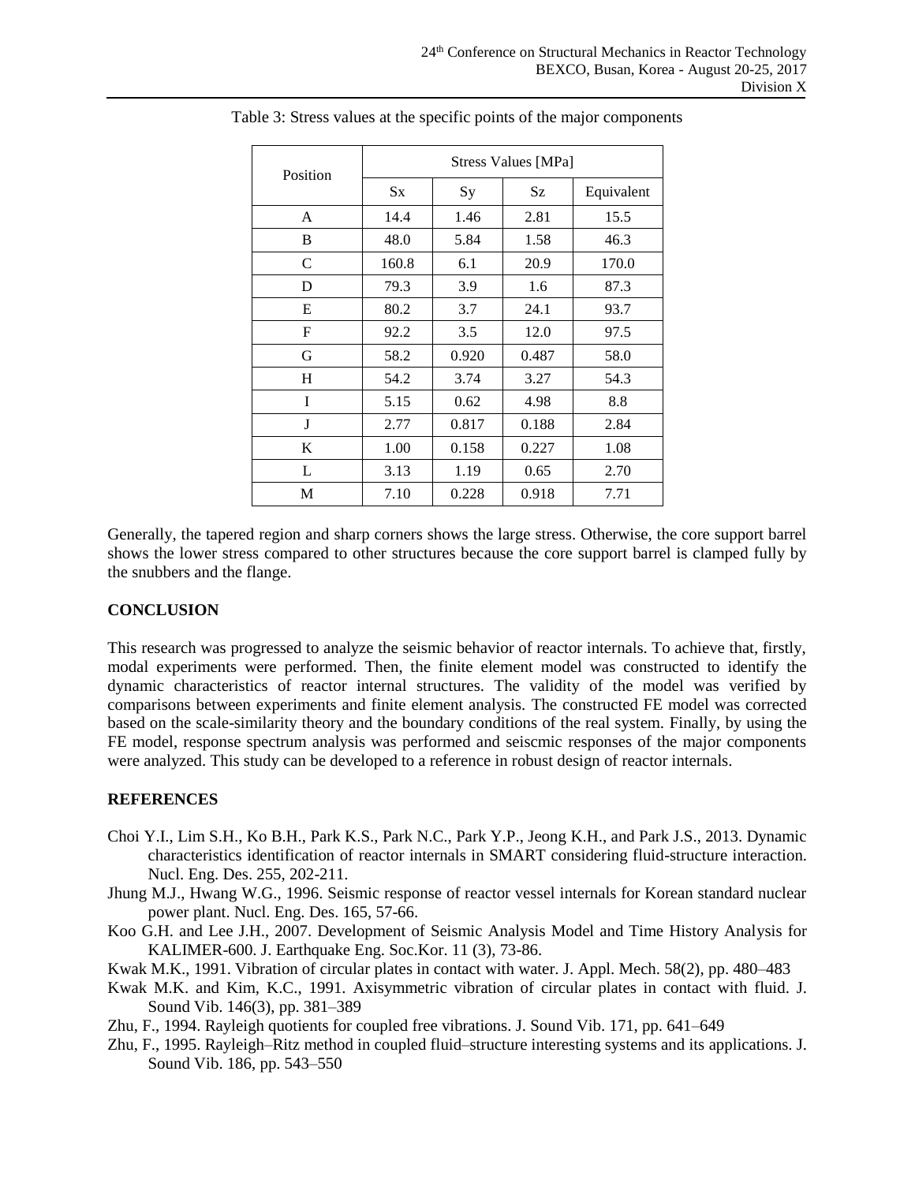Table 3: Stress values at the specific points of the major components

| Position | Stress Values [MPa] | | | |
|---|---|---|---|---|
| | Sx | Sy | Sz | Equivalent |
| A | 14.4 | 1.46 | 2.81 | 15.5 |
| B | 48.0 | 5.84 | 1.58 | 46.3 |
| C | 160.8 | 6.1 | 20.9 | 170.0 |
| D | 79.3 | 3.9 | 1.6 | 87.3 |
| E | 80.2 | 3.7 | 24.1 | 93.7 |
| F | 92.2 | 3.5 | 12.0 | 97.5 |
| G | 58.2 | 0.920 | 0.487 | 58.0 |
| H | 54.2 | 3.74 | 3.27 | 54.3 |
| I | 5.15 | 0.62 | 4.98 | 8.8 |
| J | 2.77 | 0.817 | 0.188 | 2.84 |
| K | 1.00 | 0.158 | 0.227 | 1.08 |
| L | 3.13 | 1.19 | 0.65 | 2.70 |
| M | 7.10 | 0.228 | 0.918 | 7.71 |

Generally, the tapered region and sharp corners shows the large stress. Otherwise, the core support barrel shows the lower stress compared to other structures because the core support barrel is clamped fully by the snubbers and the flange.

## CONCLUSION

This research was progressed to analyze the seismic behavior of reactor internals. To achieve that, firstly, modal experiments were performed. Then, the finite element model was constructed to identify the dynamic characteristics of reactor internal structures. The validity of the model was verified by comparisons between experiments and finite element analysis. The constructed FE model was corrected based on the scale-similarity theory and the boundary conditions of the real system. Finally, by using the FE model, response spectrum analysis was performed and seiscmic responses of the major components were analyzed. This study can be developed to a reference in robust design of reactor internals.

## REFERENCES

Choi Y.I., Lim S.H., Ko B.H., Park K.S., Park N.C., Park Y.P., Jeong K.H., and Park J.S., 2013. Dynamic characteristics identification of reactor internals in SMART considering fluid-structure interaction. Nucl. Eng. Des. 255, 202-211.

Jhung M.J., Hwang W.G., 1996. Seismic response of reactor vessel internals for Korean standard nuclear power plant. Nucl. Eng. Des. 165, 57-66.

Koo G.H. and Lee J.H., 2007. Development of Seismic Analysis Model and Time History Analysis for KALIMER-600. J. Earthquake Eng. Soc.Kor. 11 (3), 73-86.

Kwak M.K., 1991. Vibration of circular plates in contact with water. J. Appl. Mech. 58(2), pp. 480–483

Kwak M.K. and Kim, K.C., 1991. Axisymmetric vibration of circular plates in contact with fluid. J. Sound Vib. 146(3), pp. 381–389

Zhu, F., 1994. Rayleigh quotients for coupled free vibrations. J. Sound Vib. 171, pp. 641–649

Zhu, F., 1995. Rayleigh–Ritz method in coupled fluid–structure interesting systems and its applications. J. Sound Vib. 186, pp. 543–550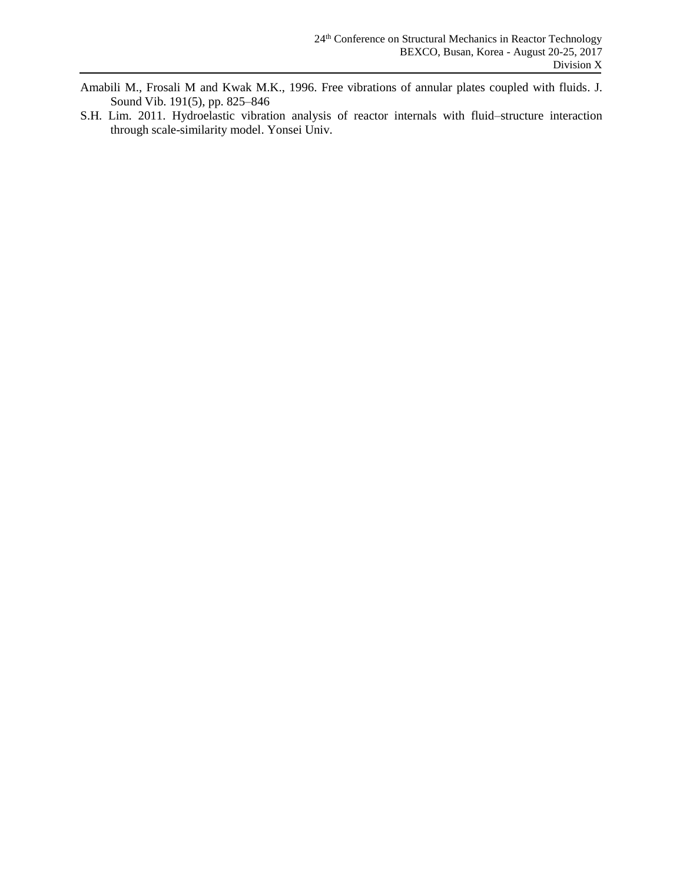Amabili M., Frosali M and Kwak M.K., 1996. Free vibrations of annular plates coupled with fluids. J. Sound Vib. 191(5), pp. 825–846

S.H. Lim. 2011. Hydroelastic vibration analysis of reactor internals with fluid–structure interaction through scale-similarity model. Yonsei Univ.